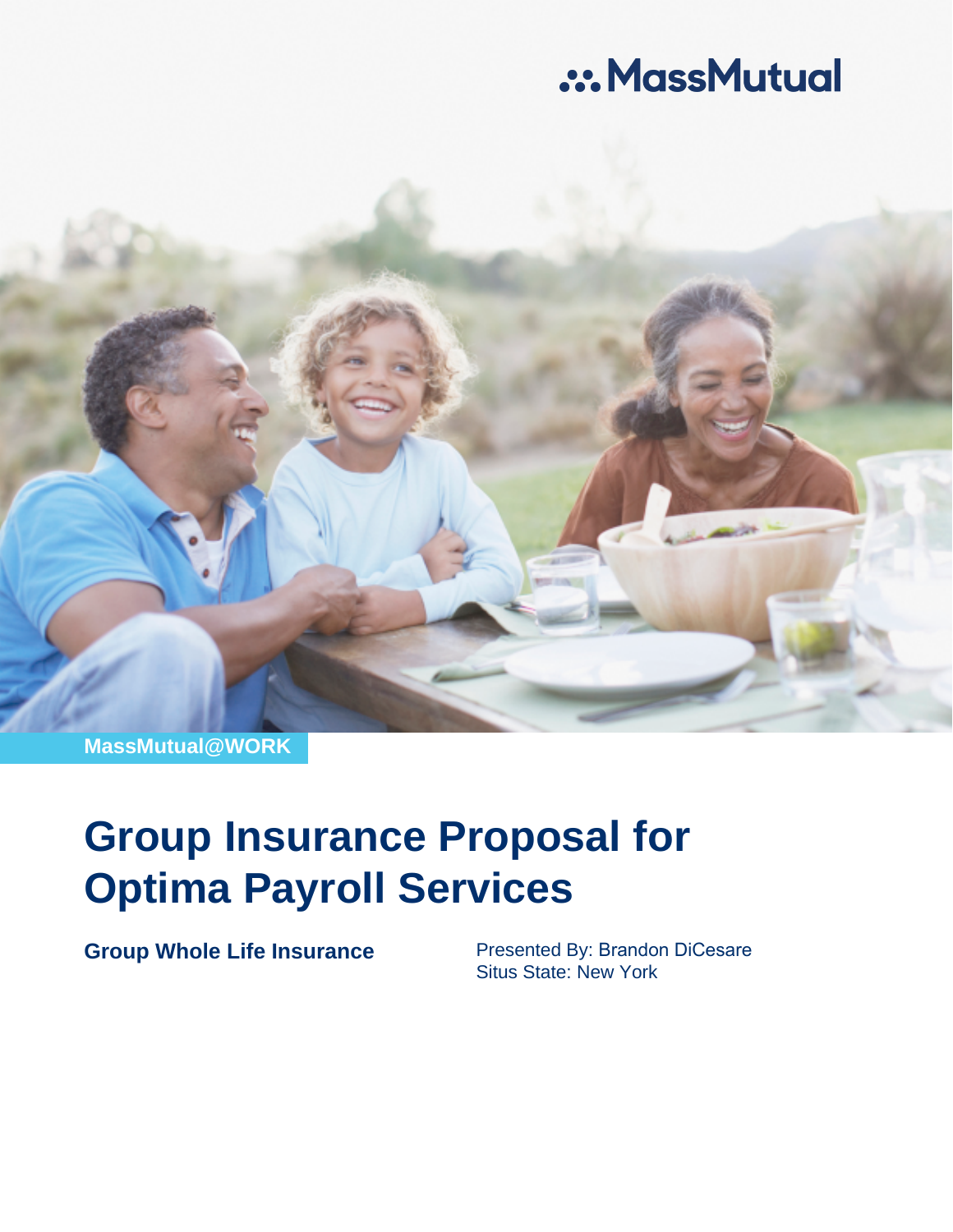MassMutual

MassMutual@WORK

# Group Insurance Proposal for Optima Payroll Services

**Group Whole Life Insurance**

Presented By: Brandon DiCesare
Situs State: New York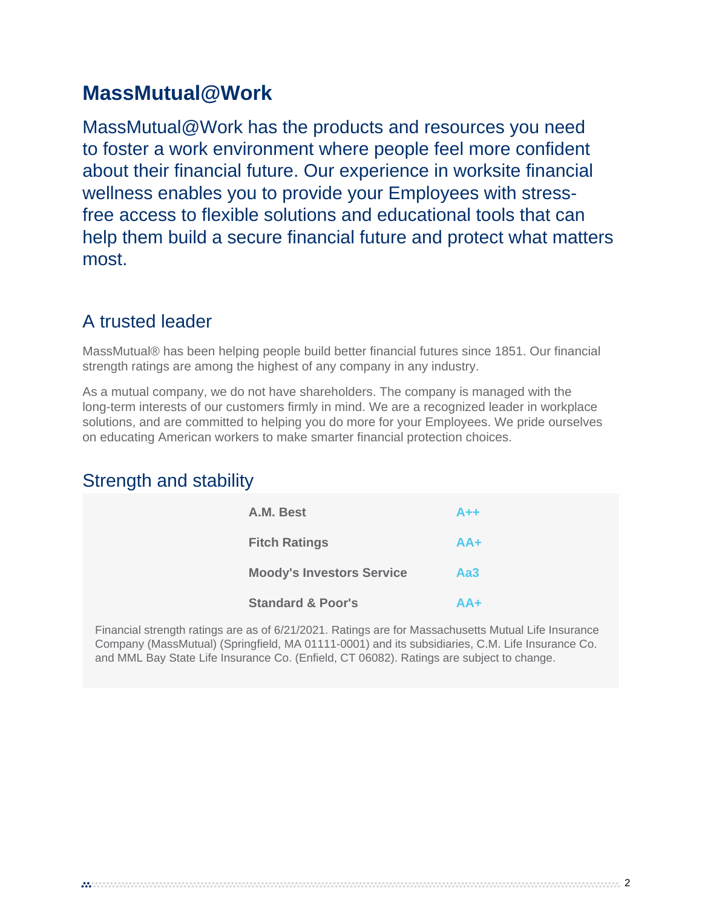# MassMutual@Work

MassMutual@Work has the products and resources you need to foster a work environment where people feel more confident about their financial future. Our experience in worksite financial wellness enables you to provide your Employees with stress-free access to flexible solutions and educational tools that can help them build a secure financial future and protect what matters most.

## A trusted leader

MassMutual® has been helping people build better financial futures since 1851. Our financial strength ratings are among the highest of any company in any industry.

As a mutual company, we do not have shareholders. The company is managed with the long-term interests of our customers firmly in mind. We are a recognized leader in workplace solutions, and are committed to helping you do more for your Employees. We pride ourselves on educating American workers to make smarter financial protection choices.

## Strength and stability

| Rating Agency | Rating |
|---|---|
| **A.M. Best** | **A++** |
| **Fitch Ratings** | **AA+** |
| **Moody's Investors Service** | **Aa3** |
| **Standard & Poor's** | **AA+** |

Financial strength ratings are as of 6/21/2021. Ratings are for Massachusetts Mutual Life Insurance Company (MassMutual) (Springfield, MA 01111-0001) and its subsidiaries, C.M. Life Insurance Co. and MML Bay State Life Insurance Co. (Enfield, CT 06082). Ratings are subject to change.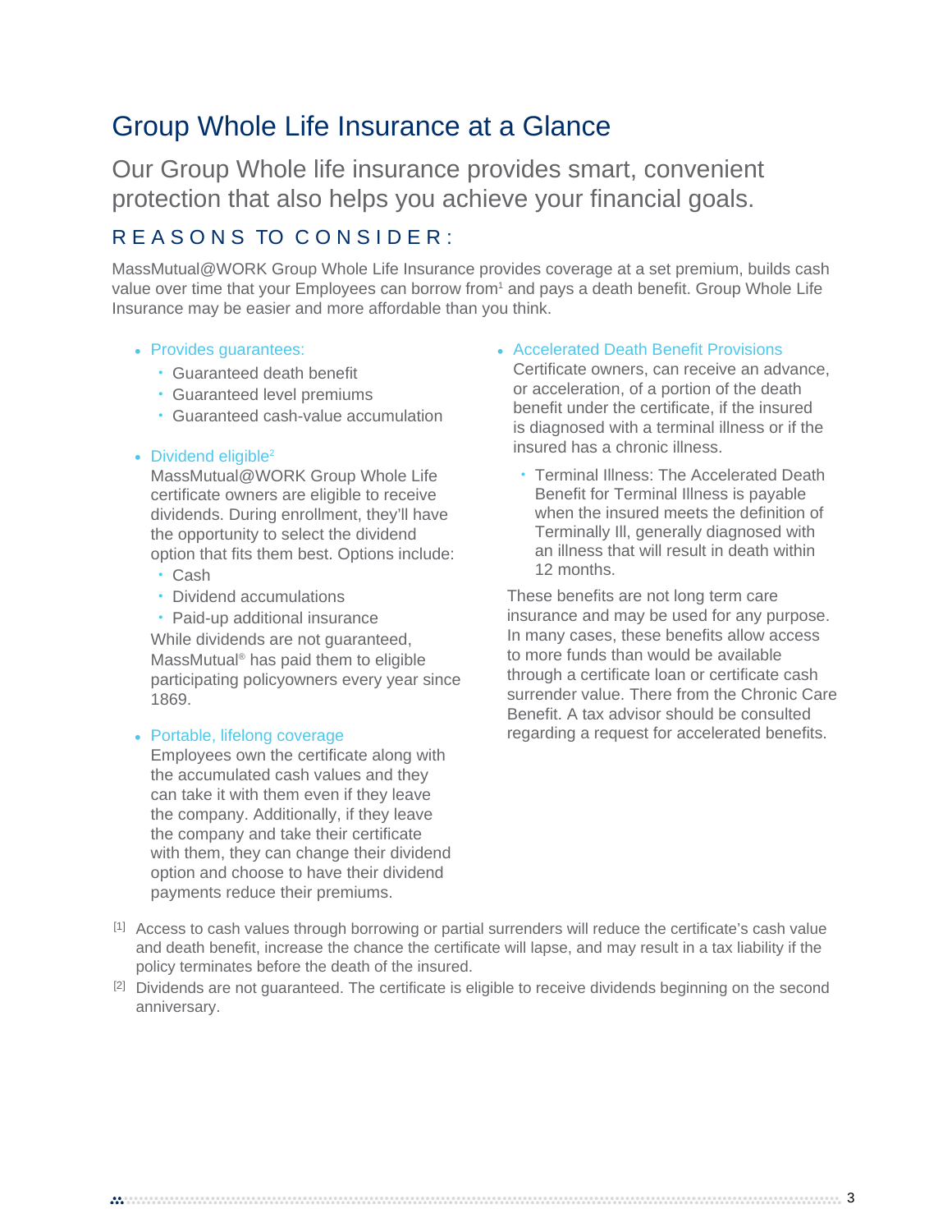# Group Whole Life Insurance at a Glance

Our Group Whole life insurance provides smart, convenient protection that also helps you achieve your financial goals.

## REASONS TO CONSIDER:

MassMutual@WORK Group Whole Life Insurance provides coverage at a set premium, builds cash value over time that your Employees can borrow from[1] and pays a death benefit. Group Whole Life Insurance may be easier and more affordable than you think.

- Provides guarantees:
  - Guaranteed death benefit
  - Guaranteed level premiums
  - Guaranteed cash-value accumulation
- Dividend eligible[2]
  MassMutual@WORK Group Whole Life certificate owners are eligible to receive dividends. During enrollment, they'll have the opportunity to select the dividend option that fits them best. Options include:
  - Cash
  - Dividend accumulations
  - Paid-up additional insurance

  While dividends are not guaranteed, MassMutual® has paid them to eligible participating policyowners every year since 1869.
- Portable, lifelong coverage
  Employees own the certificate along with the accumulated cash values and they can take it with them even if they leave the company. Additionally, if they leave the company and take their certificate with them, they can change their dividend option and choose to have their dividend payments reduce their premiums.
- Accelerated Death Benefit Provisions
  Certificate owners, can receive an advance, or acceleration, of a portion of the death benefit under the certificate, if the insured is diagnosed with a terminal illness or if the insured has a chronic illness.
  - Terminal Illness: The Accelerated Death Benefit for Terminal Illness is payable when the insured meets the definition of Terminally Ill, generally diagnosed with an illness that will result in death within 12 months.

  These benefits are not long term care insurance and may be used for any purpose. In many cases, these benefits allow access to more funds than would be available through a certificate loan or certificate cash surrender value. There from the Chronic Care Benefit. A tax advisor should be consulted regarding a request for accelerated benefits.

[1] Access to cash values through borrowing or partial surrenders will reduce the certificate's cash value and death benefit, increase the chance the certificate will lapse, and may result in a tax liability if the policy terminates before the death of the insured.

[2] Dividends are not guaranteed. The certificate is eligible to receive dividends beginning on the second anniversary.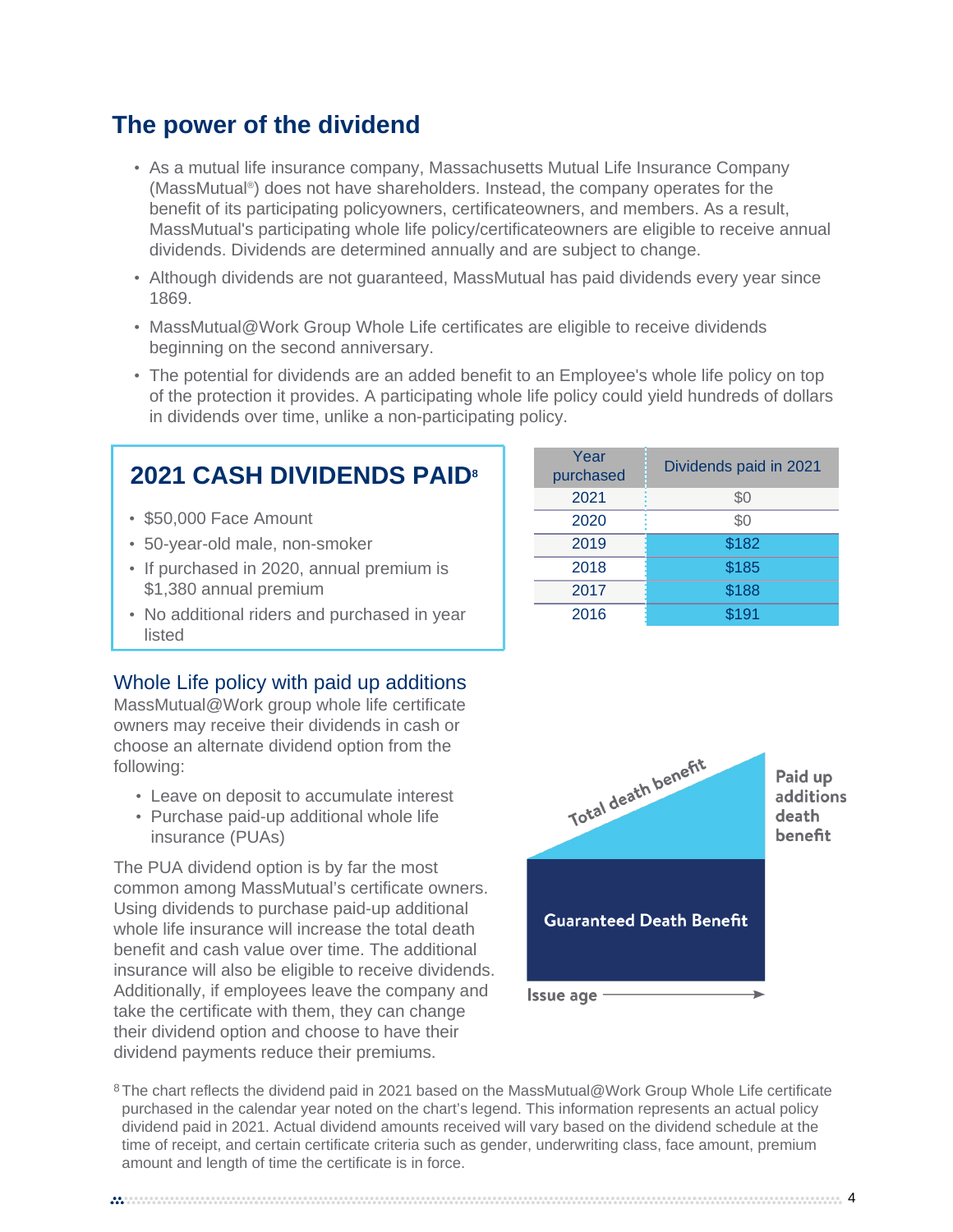## The power of the dividend

- As a mutual life insurance company, Massachusetts Mutual Life Insurance Company (MassMutual®) does not have shareholders. Instead, the company operates for the benefit of its participating policyowners, certificateowners, and members. As a result, MassMutual's participating whole life policy/certificateowners are eligible to receive annual dividends. Dividends are determined annually and are subject to change.
- Although dividends are not guaranteed, MassMutual has paid dividends every year since 1869.
- MassMutual@Work Group Whole Life certificates are eligible to receive dividends beginning on the second anniversary.
- The potential for dividends are an added benefit to an Employee's whole life policy on top of the protection it provides. A participating whole life policy could yield hundreds of dollars in dividends over time, unlike a non-participating policy.

### 2021 CASH DIVIDENDS PAID[8]

- $50,000 Face Amount
- 50-year-old male, non-smoker
- If purchased in 2020, annual premium is $1,380 annual premium
- No additional riders and purchased in year listed

| Year purchased | Dividends paid in 2021 |
|---|---|
| 2021 | $0 |
| 2020 | $0 |
| 2019 | $182 |
| 2018 | $185 |
| 2017 | $188 |
| 2016 | $191 |

### Whole Life policy with paid up additions

MassMutual@Work group whole life certificate owners may receive their dividends in cash or choose an alternate dividend option from the following:

- Leave on deposit to accumulate interest
- Purchase paid-up additional whole life insurance (PUAs)

The PUA dividend option is by far the most common among MassMutual's certificate owners. Using dividends to purchase paid-up additional whole life insurance will increase the total death benefit and cash value over time. The additional insurance will also be eligible to receive dividends. Additionally, if employees leave the company and take the certificate with them, they can change their dividend option and choose to have their dividend payments reduce their premiums.

Total death benefit

Paid up additions death benefit

Guaranteed Death Benefit

Issue age

[8] The chart reflects the dividend paid in 2021 based on the MassMutual@Work Group Whole Life certificate purchased in the calendar year noted on the chart's legend. This information represents an actual policy dividend paid in 2021. Actual dividend amounts received will vary based on the dividend schedule at the time of receipt, and certain certificate criteria such as gender, underwriting class, face amount, premium amount and length of time the certificate is in force.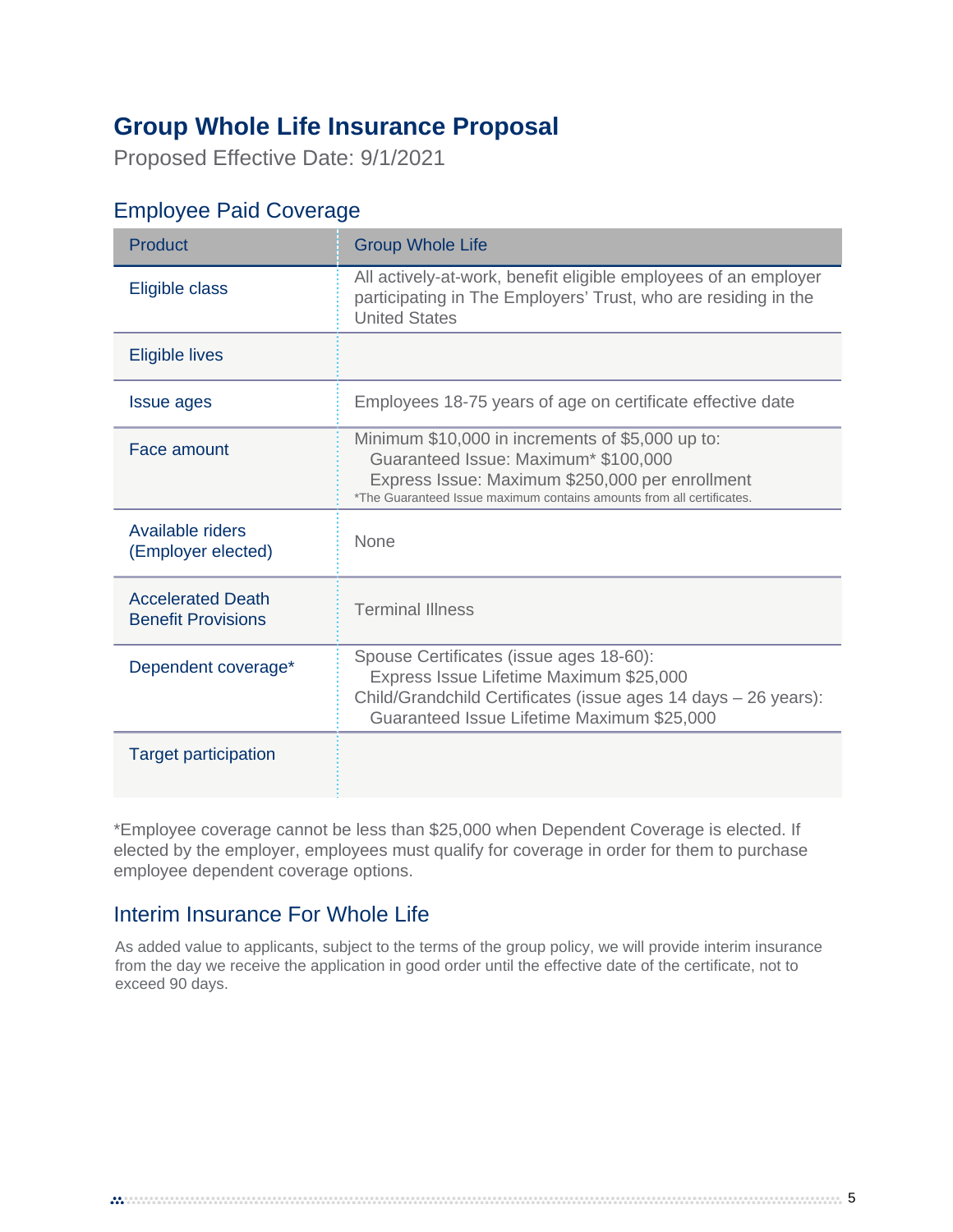# Group Whole Life Insurance Proposal

Proposed Effective Date: 9/1/2021

## Employee Paid Coverage

| Product | Group Whole Life |
|---|---|
| Eligible class | All actively-at-work, benefit eligible employees of an employer participating in The Employers' Trust, who are residing in the United States |
| Eligible lives | |
| Issue ages | Employees 18-75 years of age on certificate effective date |
| Face amount | Minimum $10,000 in increments of $5,000 up to:<br>Guaranteed Issue: Maximum* $100,000<br>Express Issue: Maximum $250,000 per enrollment<br>*The Guaranteed Issue maximum contains amounts from all certificates. |
| Available riders (Employer elected) | None |
| Accelerated Death Benefit Provisions | Terminal Illness |
| Dependent coverage* | Spouse Certificates (issue ages 18-60):<br>Express Issue Lifetime Maximum $25,000<br>Child/Grandchild Certificates (issue ages 14 days – 26 years):<br>Guaranteed Issue Lifetime Maximum $25,000 |
| Target participation | |

*Employee coverage cannot be less than $25,000 when Dependent Coverage is elected. If elected by the employer, employees must qualify for coverage in order for them to purchase employee dependent coverage options.

## Interim Insurance For Whole Life

As added value to applicants, subject to the terms of the group policy, we will provide interim insurance from the day we receive the application in good order until the effective date of the certificate, not to exceed 90 days.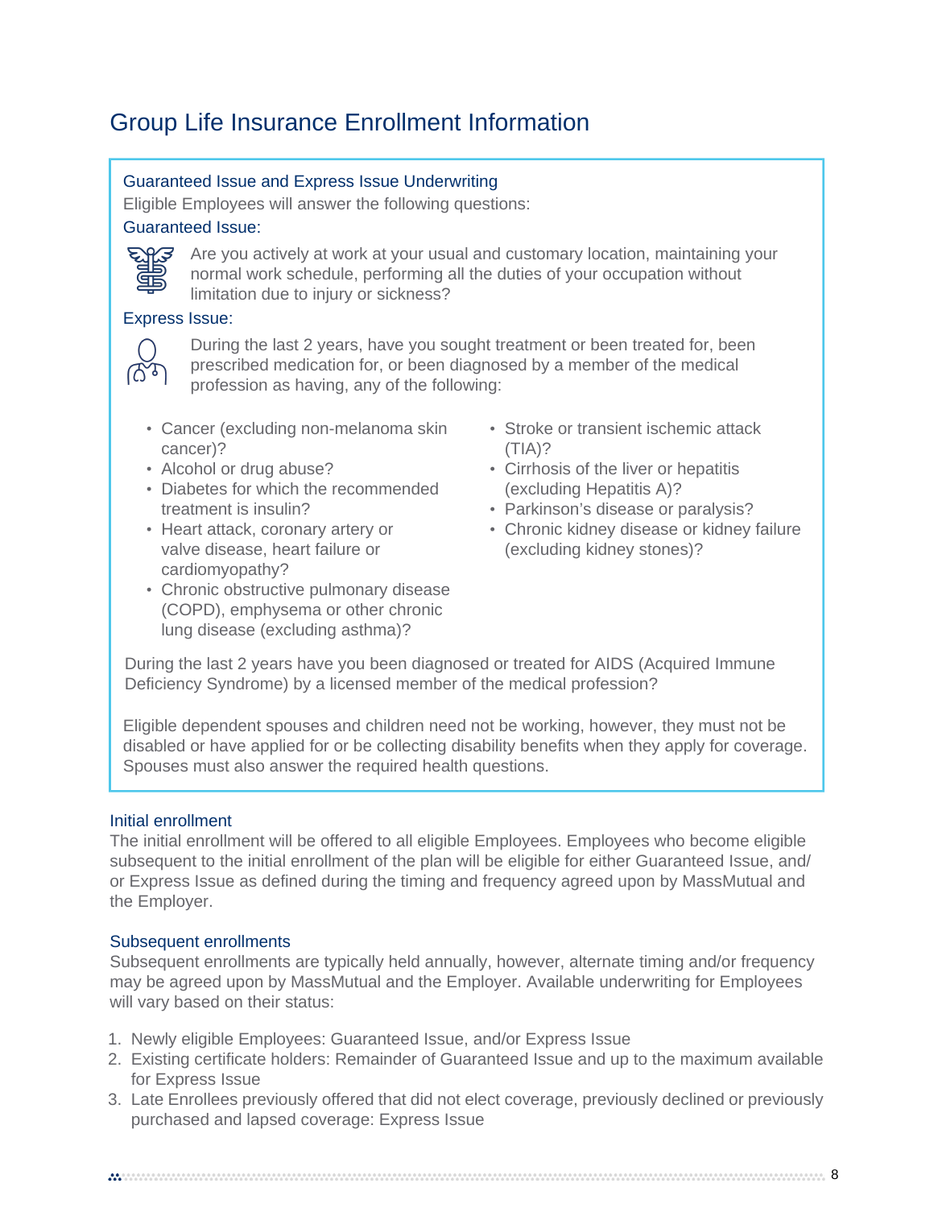# Group Life Insurance Enrollment Information

## Guaranteed Issue and Express Issue Underwriting

Eligible Employees will answer the following questions:

### Guaranteed Issue:

Are you actively at work at your usual and customary location, maintaining your normal work schedule, performing all the duties of your occupation without limitation due to injury or sickness?

### Express Issue:

During the last 2 years, have you sought treatment or been treated for, been prescribed medication for, or been diagnosed by a member of the medical profession as having, any of the following:

- Cancer (excluding non-melanoma skin cancer)?
- Alcohol or drug abuse?
- Diabetes for which the recommended treatment is insulin?
- Heart attack, coronary artery or valve disease, heart failure or cardiomyopathy?
- Chronic obstructive pulmonary disease (COPD), emphysema or other chronic lung disease (excluding asthma)?
- Stroke or transient ischemic attack (TIA)?
- Cirrhosis of the liver or hepatitis (excluding Hepatitis A)?
- Parkinson's disease or paralysis?
- Chronic kidney disease or kidney failure (excluding kidney stones)?

During the last 2 years have you been diagnosed or treated for AIDS (Acquired Immune Deficiency Syndrome) by a licensed member of the medical profession?

Eligible dependent spouses and children need not be working, however, they must not be disabled or have applied for or be collecting disability benefits when they apply for coverage. Spouses must also answer the required health questions.

## Initial enrollment

The initial enrollment will be offered to all eligible Employees. Employees who become eligible subsequent to the initial enrollment of the plan will be eligible for either Guaranteed Issue, and/or Express Issue as defined during the timing and frequency agreed upon by MassMutual and the Employer.

## Subsequent enrollments

Subsequent enrollments are typically held annually, however, alternate timing and/or frequency may be agreed upon by MassMutual and the Employer. Available underwriting for Employees will vary based on their status:

1. Newly eligible Employees: Guaranteed Issue, and/or Express Issue
2. Existing certificate holders: Remainder of Guaranteed Issue and up to the maximum available for Express Issue
3. Late Enrollees previously offered that did not elect coverage, previously declined or previously purchased and lapsed coverage: Express Issue